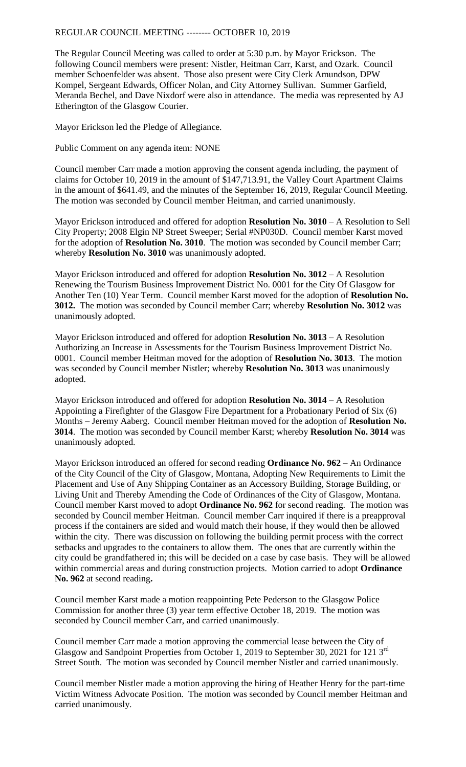REGULAR COUNCIL MEETING -------- OCTOBER 10, 2019

The Regular Council Meeting was called to order at 5:30 p.m. by Mayor Erickson. The following Council members were present: Nistler, Heitman Carr, Karst, and Ozark. Council member Schoenfelder was absent. Those also present were City Clerk Amundson, DPW Kompel, Sergeant Edwards, Officer Nolan, and City Attorney Sullivan. Summer Garfield, Meranda Bechel, and Dave Nixdorf were also in attendance. The media was represented by AJ Etherington of the Glasgow Courier.

Mayor Erickson led the Pledge of Allegiance.

Public Comment on any agenda item: NONE

Council member Carr made a motion approving the consent agenda including, the payment of claims for October 10, 2019 in the amount of $147,713.91, the Valley Court Apartment Claims in the amount of $641.49, and the minutes of the September 16, 2019, Regular Council Meeting. The motion was seconded by Council member Heitman, and carried unanimously.

Mayor Erickson introduced and offered for adoption **Resolution No. 3010** – A Resolution to Sell City Property; 2008 Elgin NP Street Sweeper; Serial #NP030D. Council member Karst moved for the adoption of **Resolution No. 3010**. The motion was seconded by Council member Carr; whereby **Resolution No. 3010** was unanimously adopted.

Mayor Erickson introduced and offered for adoption **Resolution No. 3012** – A Resolution Renewing the Tourism Business Improvement District No. 0001 for the City Of Glasgow for Another Ten (10) Year Term. Council member Karst moved for the adoption of **Resolution No. 3012.** The motion was seconded by Council member Carr; whereby **Resolution No. 3012** was unanimously adopted.

Mayor Erickson introduced and offered for adoption **Resolution No. 3013** – A Resolution Authorizing an Increase in Assessments for the Tourism Business Improvement District No. 0001. Council member Heitman moved for the adoption of **Resolution No. 3013**. The motion was seconded by Council member Nistler; whereby **Resolution No. 3013** was unanimously adopted.

Mayor Erickson introduced and offered for adoption **Resolution No. 3014** – A Resolution Appointing a Firefighter of the Glasgow Fire Department for a Probationary Period of Six (6) Months – Jeremy Aaberg. Council member Heitman moved for the adoption of **Resolution No. 3014**. The motion was seconded by Council member Karst; whereby **Resolution No. 3014** was unanimously adopted.

Mayor Erickson introduced an offered for second reading **Ordinance No. 962** – An Ordinance of the City Council of the City of Glasgow, Montana, Adopting New Requirements to Limit the Placement and Use of Any Shipping Container as an Accessory Building, Storage Building, or Living Unit and Thereby Amending the Code of Ordinances of the City of Glasgow, Montana. Council member Karst moved to adopt **Ordinance No. 962** for second reading. The motion was seconded by Council member Heitman. Council member Carr inquired if there is a preapproval process if the containers are sided and would match their house, if they would then be allowed within the city. There was discussion on following the building permit process with the correct setbacks and upgrades to the containers to allow them. The ones that are currently within the city could be grandfathered in; this will be decided on a case by case basis. They will be allowed within commercial areas and during construction projects. Motion carried to adopt **Ordinance No. 962** at second reading**.**

Council member Karst made a motion reappointing Pete Pederson to the Glasgow Police Commission for another three (3) year term effective October 18, 2019. The motion was seconded by Council member Carr, and carried unanimously.

Council member Carr made a motion approving the commercial lease between the City of Glasgow and Sandpoint Properties from October 1, 2019 to September 30, 2021 for 121 3rd Street South. The motion was seconded by Council member Nistler and carried unanimously.

Council member Nistler made a motion approving the hiring of Heather Henry for the part-time Victim Witness Advocate Position. The motion was seconded by Council member Heitman and carried unanimously.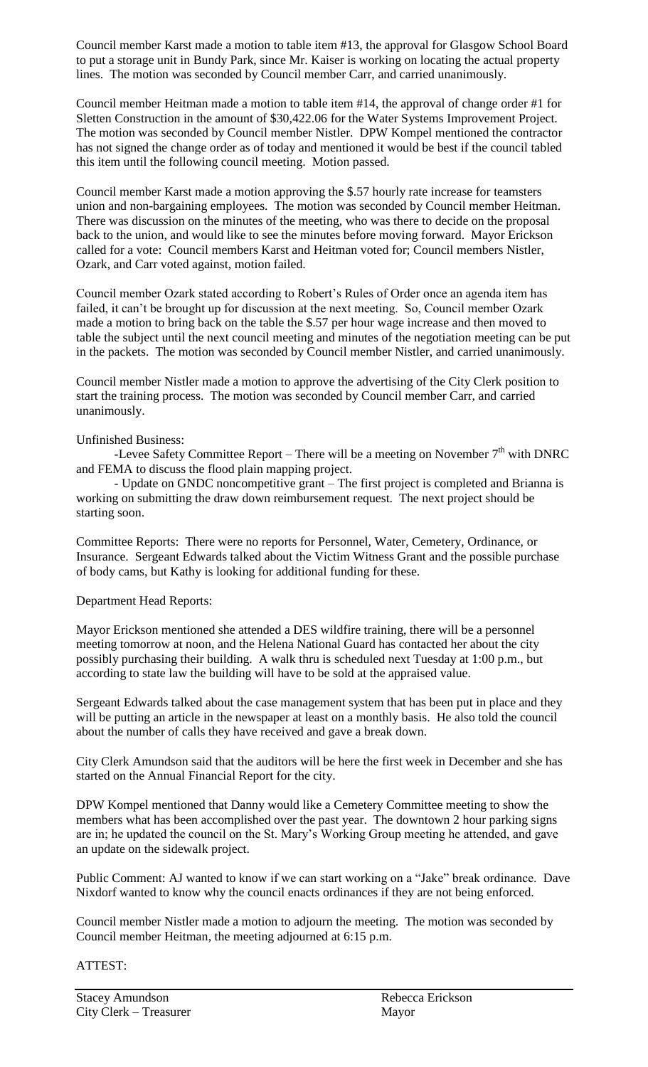Council member Karst made a motion to table item #13, the approval for Glasgow School Board to put a storage unit in Bundy Park, since Mr. Kaiser is working on locating the actual property lines. The motion was seconded by Council member Carr, and carried unanimously.

Council member Heitman made a motion to table item #14, the approval of change order #1 for Sletten Construction in the amount of $30,422.06 for the Water Systems Improvement Project. The motion was seconded by Council member Nistler. DPW Kompel mentioned the contractor has not signed the change order as of today and mentioned it would be best if the council tabled this item until the following council meeting. Motion passed.

Council member Karst made a motion approving the $.57 hourly rate increase for teamsters union and non-bargaining employees. The motion was seconded by Council member Heitman. There was discussion on the minutes of the meeting, who was there to decide on the proposal back to the union, and would like to see the minutes before moving forward. Mayor Erickson called for a vote: Council members Karst and Heitman voted for; Council members Nistler, Ozark, and Carr voted against, motion failed.

Council member Ozark stated according to Robert's Rules of Order once an agenda item has failed, it can't be brought up for discussion at the next meeting. So, Council member Ozark made a motion to bring back on the table the $.57 per hour wage increase and then moved to table the subject until the next council meeting and minutes of the negotiation meeting can be put in the packets. The motion was seconded by Council member Nistler, and carried unanimously.

Council member Nistler made a motion to approve the advertising of the City Clerk position to start the training process. The motion was seconded by Council member Carr, and carried unanimously.

Unfinished Business:

-Levee Safety Committee Report – There will be a meeting on November 7th with DNRC and FEMA to discuss the flood plain mapping project.

- Update on GNDC noncompetitive grant – The first project is completed and Brianna is working on submitting the draw down reimbursement request. The next project should be starting soon.

Committee Reports: There were no reports for Personnel, Water, Cemetery, Ordinance, or Insurance. Sergeant Edwards talked about the Victim Witness Grant and the possible purchase of body cams, but Kathy is looking for additional funding for these.

Department Head Reports:

Mayor Erickson mentioned she attended a DES wildfire training, there will be a personnel meeting tomorrow at noon, and the Helena National Guard has contacted her about the city possibly purchasing their building. A walk thru is scheduled next Tuesday at 1:00 p.m., but according to state law the building will have to be sold at the appraised value.

Sergeant Edwards talked about the case management system that has been put in place and they will be putting an article in the newspaper at least on a monthly basis. He also told the council about the number of calls they have received and gave a break down.

City Clerk Amundson said that the auditors will be here the first week in December and she has started on the Annual Financial Report for the city.

DPW Kompel mentioned that Danny would like a Cemetery Committee meeting to show the members what has been accomplished over the past year. The downtown 2 hour parking signs are in; he updated the council on the St. Mary's Working Group meeting he attended, and gave an update on the sidewalk project.

Public Comment: AJ wanted to know if we can start working on a "Jake" break ordinance. Dave Nixdorf wanted to know why the council enacts ordinances if they are not being enforced.

Council member Nistler made a motion to adjourn the meeting. The motion was seconded by Council member Heitman, the meeting adjourned at 6:15 p.m.

ATTEST:

| | |
|---|---|
| Stacey Amundson | Rebecca Erickson |
| City Clerk – Treasurer | Mayor |